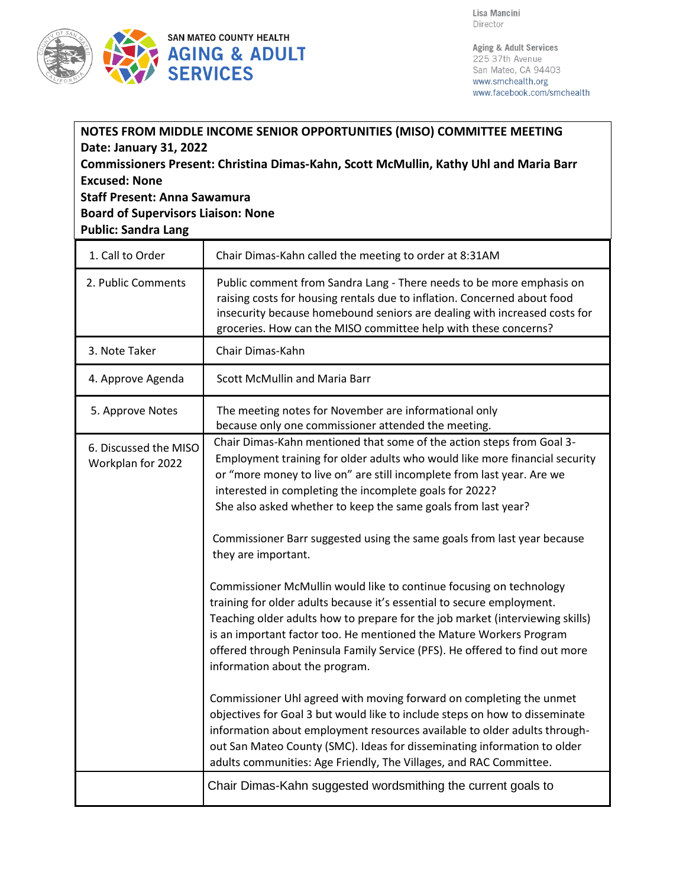SAN MATEO COUNTY HEALTH
**AGING & ADULT SERVICES**

Lisa Mancini
Director

Aging & Adult Services
225 37th Avenue
San Mateo, CA 94403
www.smchealth.org
www.facebook.com/smchealth

**NOTES FROM MIDDLE INCOME SENIOR OPPORTUNITIES (MISO) COMMITTEE MEETING**
**Date: January 31, 2022**
**Commissioners Present: Christina Dimas-Kahn, Scott McMullin, Kathy Uhl and Maria Barr**
**Excused: None**
**Staff Present: Anna Sawamura**
**Board of Supervisors Liaison: None**
**Public: Sandra Lang**

| | |
|---|---|
| 1. Call to Order | Chair Dimas-Kahn called the meeting to order at 8:31AM |
| 2. Public Comments | Public comment from Sandra Lang - There needs to be more emphasis on raising costs for housing rentals due to inflation. Concerned about food insecurity because homebound seniors are dealing with increased costs for groceries. How can the MISO committee help with these concerns? |
| 3. Note Taker | Chair Dimas-Kahn |
| 4. Approve Agenda | Scott McMullin and Maria Barr |
| 5. Approve Notes | The meeting notes for November are informational only because only one commissioner attended the meeting. |
| 6. Discussed the MISO Workplan for 2022 | Chair Dimas-Kahn mentioned that some of the action steps from Goal 3- Employment training for older adults who would like more financial security or "more money to live on" are still incomplete from last year. Are we interested in completing the incomplete goals for 2022? She also asked whether to keep the same goals from last year?<br><br>Commissioner Barr suggested using the same goals from last year because they are important.<br><br>Commissioner McMullin would like to continue focusing on technology training for older adults because it's essential to secure employment. Teaching older adults how to prepare for the job market (interviewing skills) is an important factor too. He mentioned the Mature Workers Program offered through Peninsula Family Service (PFS). He offered to find out more information about the program.<br><br>Commissioner Uhl agreed with moving forward on completing the unmet objectives for Goal 3 but would like to include steps on how to disseminate information about employment resources available to older adults through-out San Mateo County (SMC). Ideas for disseminating information to older adults communities: Age Friendly, The Villages, and RAC Committee. |
| | Chair Dimas-Kahn suggested wordsmithing the current goals to |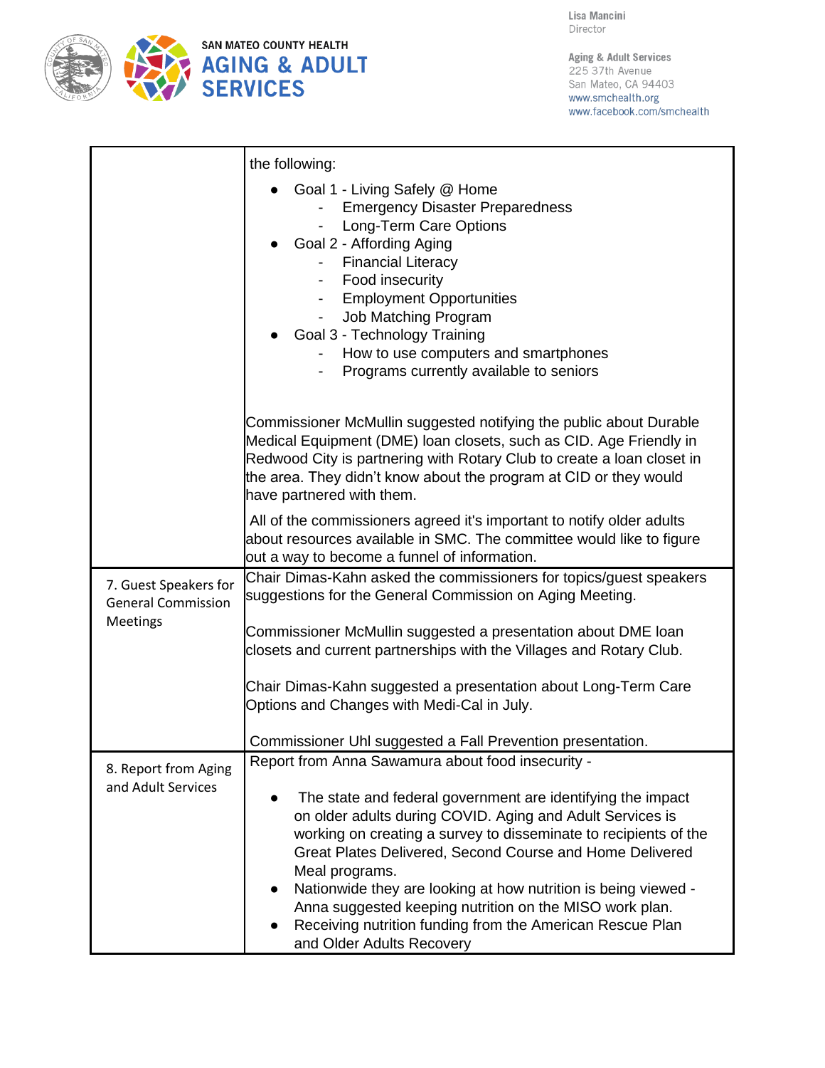| | |
|---|---|
| | the following:<br>• Goal 1 - Living Safely @ Home<br>- Emergency Disaster Preparedness<br>- Long-Term Care Options<br>• Goal 2 - Affording Aging<br>- Financial Literacy<br>- Food insecurity<br>- Employment Opportunities<br>- Job Matching Program<br>• Goal 3 - Technology Training<br>- How to use computers and smartphones<br>- Programs currently available to seniors<br><br>Commissioner McMullin suggested notifying the public about Durable Medical Equipment (DME) loan closets, such as CID. Age Friendly in Redwood City is partnering with Rotary Club to create a loan closet in the area. They didn't know about the program at CID or they would have partnered with them.<br><br>All of the commissioners agreed it's important to notify older adults about resources available in SMC. The committee would like to figure out a way to become a funnel of information. |
| 7. Guest Speakers for General Commission Meetings | Chair Dimas-Kahn asked the commissioners for topics/guest speakers suggestions for the General Commission on Aging Meeting.<br><br>Commissioner McMullin suggested a presentation about DME loan closets and current partnerships with the Villages and Rotary Club.<br><br>Chair Dimas-Kahn suggested a presentation about Long-Term Care Options and Changes with Medi-Cal in July.<br><br>Commissioner Uhl suggested a Fall Prevention presentation. |
| 8. Report from Aging and Adult Services | Report from Anna Sawamura about food insecurity -<br><br>• The state and federal government are identifying the impact on older adults during COVID. Aging and Adult Services is working on creating a survey to disseminate to recipients of the Great Plates Delivered, Second Course and Home Delivered Meal programs.<br>• Nationwide they are looking at how nutrition is being viewed - Anna suggested keeping nutrition on the MISO work plan.<br>• Receiving nutrition funding from the American Rescue Plan and Older Adults Recovery |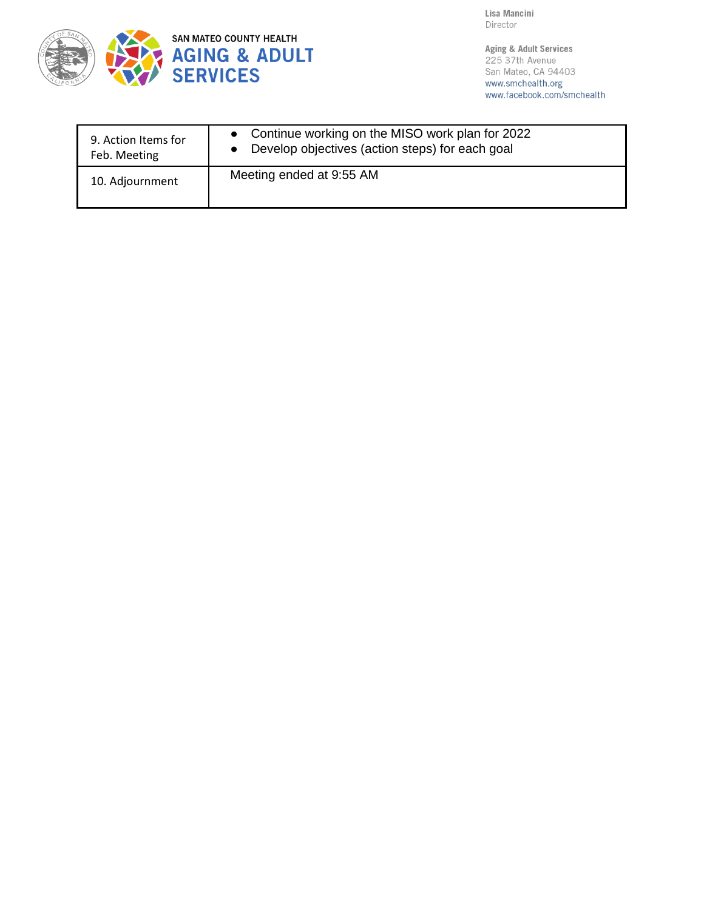| | |
|---|---|
| 9. Action Items for Feb. Meeting | • Continue working on the MISO work plan for 2022<br>• Develop objectives (action steps) for each goal |
| 10. Adjournment | Meeting ended at 9:55 AM |